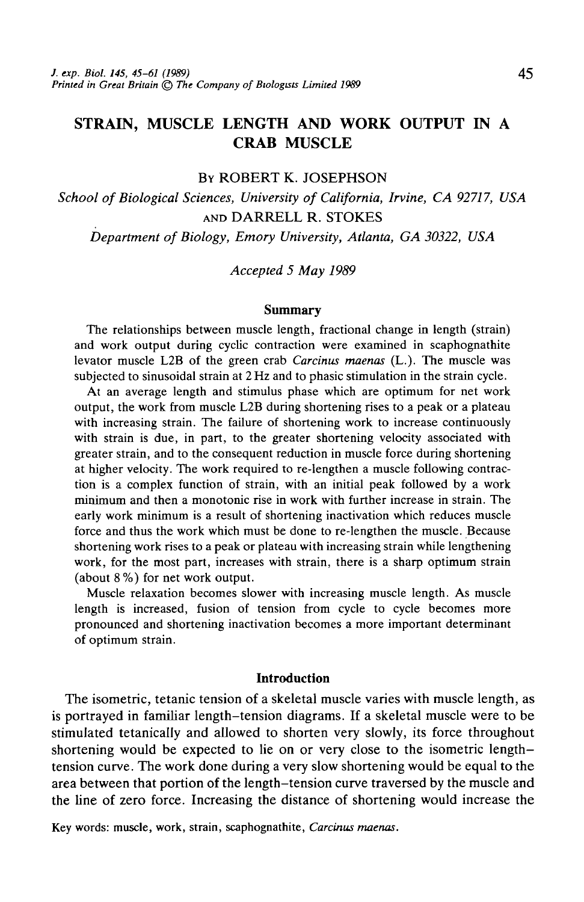# STRAIN, MUSCLE LENGTH AND WORK OUTPUT IN A CRAB MUSCLE

By ROBERT K. JOSEPHSON

*School of Biological Sciences, University of California, Irvine, CA 92717, USA*

AND DARRELL R. STOKES

*Department of Biology, Emory University, Atlanta, GA 30322, USA*

*Accepted 5 May 1989*

## Summary

The relationships between muscle length, fractional change in length (strain) and work output during cyclic contraction were examined in scaphognathite levator muscle L2B of the green crab *Carcinus maenas* (L.). The muscle was subjected to sinusoidal strain at 2 Hz and to phasic stimulation in the strain cycle.

At an average length and stimulus phase which are optimum for net work output, the work from muscle L2B during shortening rises to a peak or a plateau with increasing strain. The failure of shortening work to increase continuously with strain is due, in part, to the greater shortening velocity associated with greater strain, and to the consequent reduction in muscle force during shortening at higher velocity. The work required to re-lengthen a muscle following contraction is a complex function of strain, with an initial peak followed by a work minimum and then a monotonic rise in work with further increase in strain. The early work minimum is a result of shortening inactivation which reduces muscle force and thus the work which must be done to re-lengthen the muscle. Because shortening work rises to a peak or plateau with increasing strain while lengthening work, for the most part, increases with strain, there is a sharp optimum strain (about 8 %) for net work output.

Muscle relaxation becomes slower with increasing muscle length. As muscle length is increased, fusion of tension from cycle to cycle becomes more pronounced and shortening inactivation becomes a more important determinant of optimum strain.

## Introduction

The isometric, tetanic tension of a skeletal muscle varies with muscle length, as is portrayed in familiar length–tension diagrams. If a skeletal muscle were to be stimulated tetanically and allowed to shorten very slowly, its force throughout shortening would be expected to lie on or very close to the isometric length–tension curve. The work done during a very slow shortening would be equal to the area between that portion of the length–tension curve traversed by the muscle and the line of zero force. Increasing the distance of shortening would increase the

Key words: muscle, work, strain, scaphognathite, *Carcinus maenas*.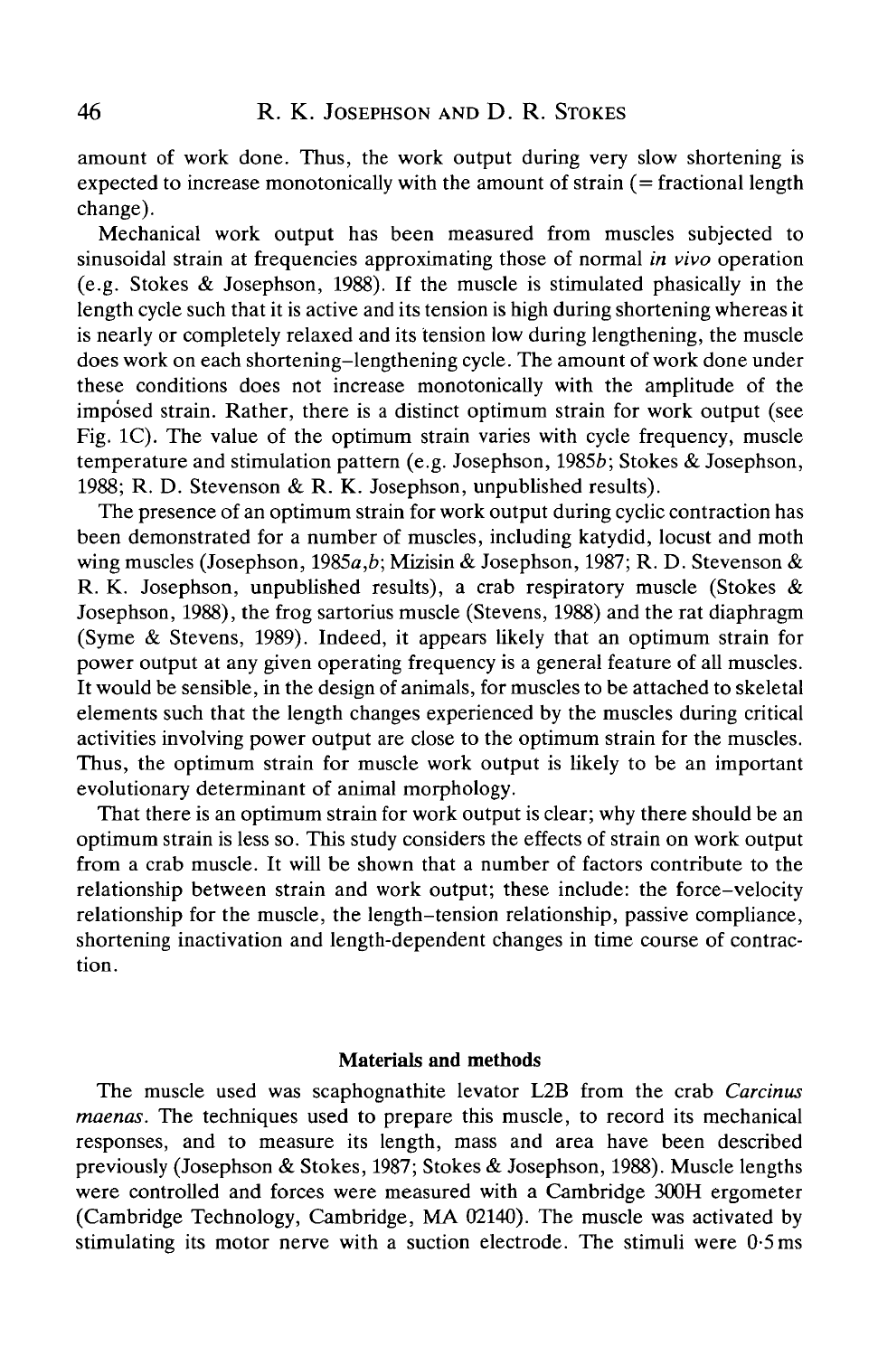amount of work done. Thus, the work output during very slow shortening is expected to increase monotonically with the amount of strain (= fractional length change).

Mechanical work output has been measured from muscles subjected to sinusoidal strain at frequencies approximating those of normal *in vivo* operation (e.g. Stokes & Josephson, 1988). If the muscle is stimulated phasically in the length cycle such that it is active and its tension is high during shortening whereas it is nearly or completely relaxed and its tension low during lengthening, the muscle does work on each shortening–lengthening cycle. The amount of work done under these conditions does not increase monotonically with the amplitude of the imposed strain. Rather, there is a distinct optimum strain for work output (see Fig. 1C). The value of the optimum strain varies with cycle frequency, muscle temperature and stimulation pattern (e.g. Josephson, 1985*b*; Stokes & Josephson, 1988; R. D. Stevenson & R. K. Josephson, unpublished results).

The presence of an optimum strain for work output during cyclic contraction has been demonstrated for a number of muscles, including katydid, locust and moth wing muscles (Josephson, 1985*a*,*b*; Mizisin & Josephson, 1987; R. D. Stevenson & R. K. Josephson, unpublished results), a crab respiratory muscle (Stokes & Josephson, 1988), the frog sartorius muscle (Stevens, 1988) and the rat diaphragm (Syme & Stevens, 1989). Indeed, it appears likely that an optimum strain for power output at any given operating frequency is a general feature of all muscles. It would be sensible, in the design of animals, for muscles to be attached to skeletal elements such that the length changes experienced by the muscles during critical activities involving power output are close to the optimum strain for the muscles. Thus, the optimum strain for muscle work output is likely to be an important evolutionary determinant of animal morphology.

That there is an optimum strain for work output is clear; why there should be an optimum strain is less so. This study considers the effects of strain on work output from a crab muscle. It will be shown that a number of factors contribute to the relationship between strain and work output; these include: the force–velocity relationship for the muscle, the length–tension relationship, passive compliance, shortening inactivation and length-dependent changes in time course of contraction.

## Materials and methods

The muscle used was scaphognathite levator L2B from the crab *Carcinus maenas*. The techniques used to prepare this muscle, to record its mechanical responses, and to measure its length, mass and area have been described previously (Josephson & Stokes, 1987; Stokes & Josephson, 1988). Muscle lengths were controlled and forces were measured with a Cambridge 300H ergometer (Cambridge Technology, Cambridge, MA 02140). The muscle was activated by stimulating its motor nerve with a suction electrode. The stimuli were 0·5 ms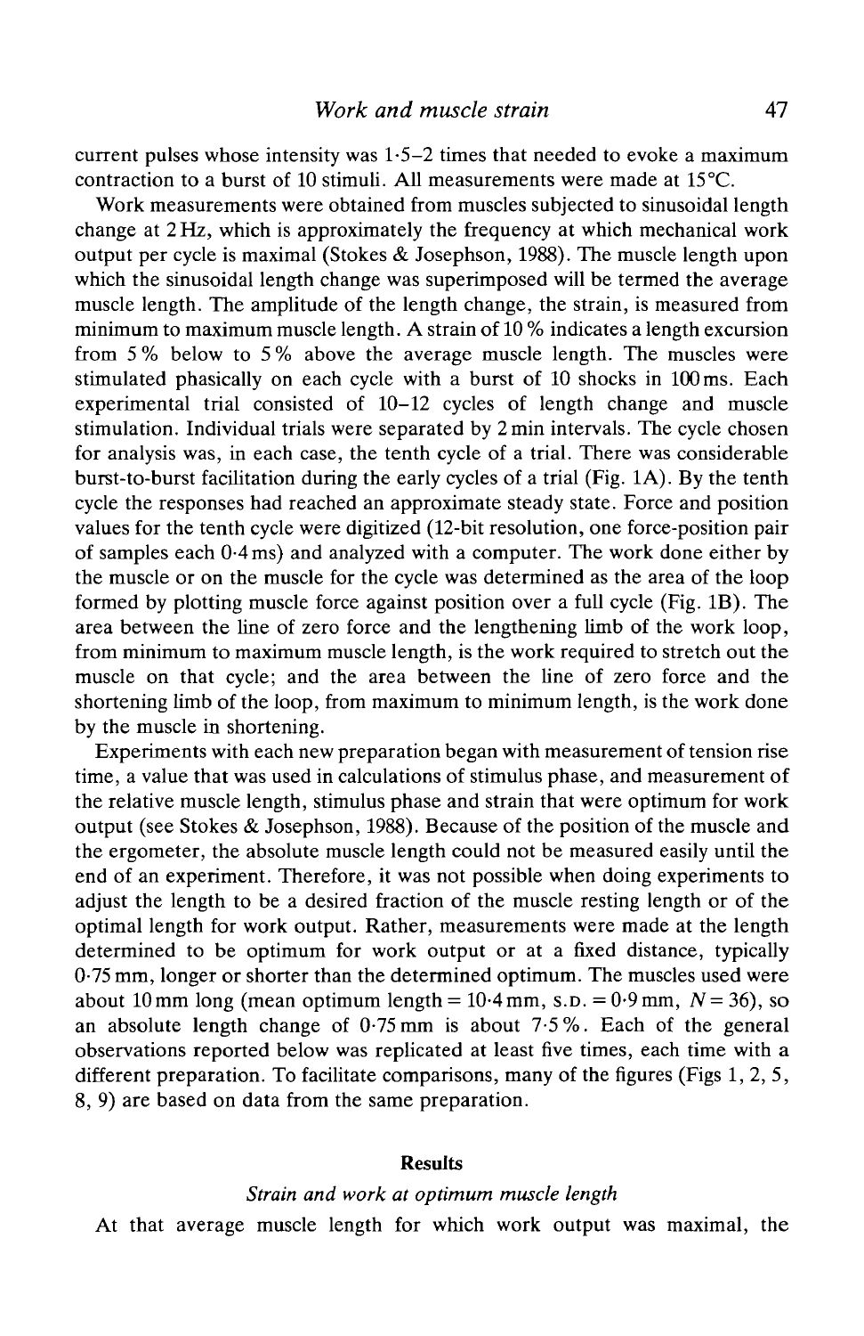current pulses whose intensity was 1·5–2 times that needed to evoke a maximum contraction to a burst of 10 stimuli. All measurements were made at 15°C.

Work measurements were obtained from muscles subjected to sinusoidal length change at 2 Hz, which is approximately the frequency at which mechanical work output per cycle is maximal (Stokes & Josephson, 1988). The muscle length upon which the sinusoidal length change was superimposed will be termed the average muscle length. The amplitude of the length change, the strain, is measured from minimum to maximum muscle length. A strain of 10 % indicates a length excursion from 5 % below to 5 % above the average muscle length. The muscles were stimulated phasically on each cycle with a burst of 10 shocks in 100 ms. Each experimental trial consisted of 10–12 cycles of length change and muscle stimulation. Individual trials were separated by 2 min intervals. The cycle chosen for analysis was, in each case, the tenth cycle of a trial. There was considerable burst-to-burst facilitation during the early cycles of a trial (Fig. 1A). By the tenth cycle the responses had reached an approximate steady state. Force and position values for the tenth cycle were digitized (12-bit resolution, one force-position pair of samples each 0·4 ms) and analyzed with a computer. The work done either by the muscle or on the muscle for the cycle was determined as the area of the loop formed by plotting muscle force against position over a full cycle (Fig. 1B). The area between the line of zero force and the lengthening limb of the work loop, from minimum to maximum muscle length, is the work required to stretch out the muscle on that cycle; and the area between the line of zero force and the shortening limb of the loop, from maximum to minimum length, is the work done by the muscle in shortening.

Experiments with each new preparation began with measurement of tension rise time, a value that was used in calculations of stimulus phase, and measurement of the relative muscle length, stimulus phase and strain that were optimum for work output (see Stokes & Josephson, 1988). Because of the position of the muscle and the ergometer, the absolute muscle length could not be measured easily until the end of an experiment. Therefore, it was not possible when doing experiments to adjust the length to be a desired fraction of the muscle resting length or of the optimal length for work output. Rather, measurements were made at the length determined to be optimum for work output or at a fixed distance, typically 0·75 mm, longer or shorter than the determined optimum. The muscles used were about 10 mm long (mean optimum length = 10·4 mm, S.D. = 0·9 mm, $N = 36$), so an absolute length change of 0·75 mm is about 7·5 %. Each of the general observations reported below was replicated at least five times, each time with a different preparation. To facilitate comparisons, many of the figures (Figs 1, 2, 5, 8, 9) are based on data from the same preparation.

## Results

### *Strain and work at optimum muscle length*

At that average muscle length for which work output was maximal, the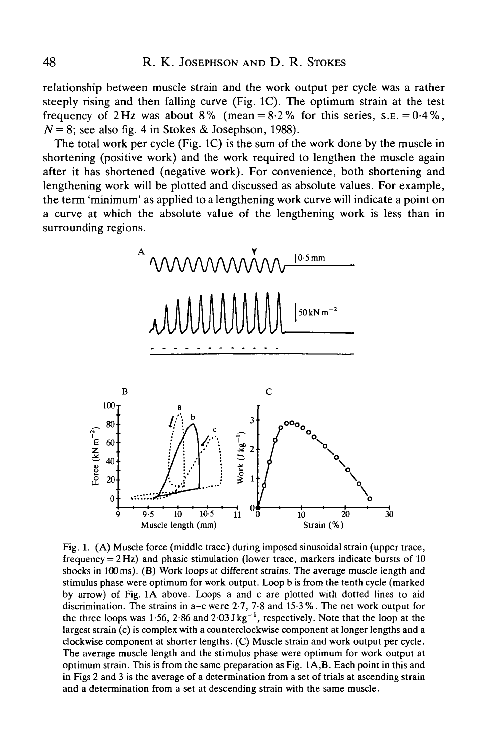relationship between muscle strain and the work output per cycle was a rather steeply rising and then falling curve (Fig. 1C). The optimum strain at the test frequency of 2 Hz was about 8 % (mean = 8·2 % for this series, S.E. = 0·4 %, $N = 8$; see also fig. 4 in Stokes & Josephson, 1988).

The total work per cycle (Fig. 1C) is the sum of the work done by the muscle in shortening (positive work) and the work required to lengthen the muscle again after it has shortened (negative work). For convenience, both shortening and lengthening work will be plotted and discussed as absolute values. For example, the term 'minimum' as applied to a lengthening work curve will indicate a point on a curve at which the absolute value of the lengthening work is less than in surrounding regions.

Fig. 1. (A) Muscle force (middle trace) during imposed sinusoidal strain (upper trace, frequency = 2 Hz) and phasic stimulation (lower trace, markers indicate bursts of 10 shocks in 100 ms). (B) Work loops at different strains. The average muscle length and stimulus phase were optimum for work output. Loop b is from the tenth cycle (marked by arrow) of Fig. 1A above. Loops a and c are plotted with dotted lines to aid discrimination. The strains in a–c were 2·7, 7·8 and 15·3 %. The net work output for the three loops was 1·56, 2·86 and 2·03 J kg$^{-1}$, respectively. Note that the loop at the largest strain (c) is complex with a counterclockwise component at longer lengths and a clockwise component at shorter lengths. (C) Muscle strain and work output per cycle. The average muscle length and the stimulus phase were optimum for work output at optimum strain. This is from the same preparation as Fig. 1A,B. Each point in this and in Figs 2 and 3 is the average of a determination from a set of trials at ascending strain and a determination from a set at descending strain with the same muscle.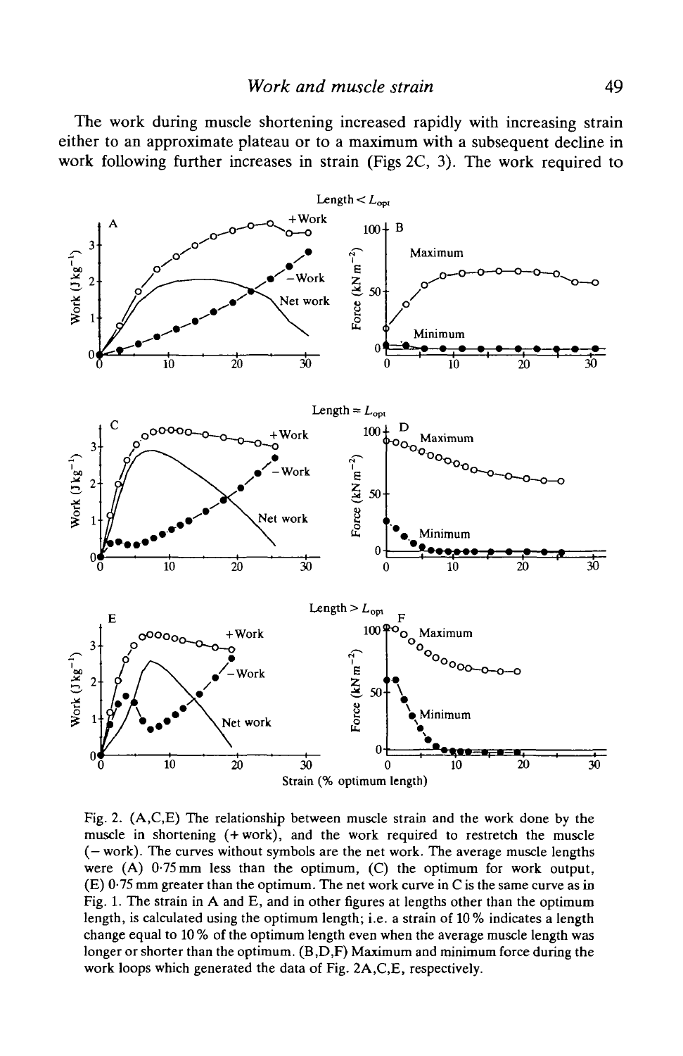The work during muscle shortening increased rapidly with increasing strain either to an approximate plateau or to a maximum with a subsequent decline in work following further increases in strain (Figs 2C, 3). The work required to

Fig. 2. (A,C,E) The relationship between muscle strain and the work done by the muscle in shortening (+work), and the work required to restretch the muscle (−work). The curves without symbols are the net work. The average muscle lengths were (A) 0·75 mm less than the optimum, (C) the optimum for work output, (E) 0·75 mm greater than the optimum. The net work curve in C is the same curve as in Fig. 1. The strain in A and E, and in other figures at lengths other than the optimum length, is calculated using the optimum length; i.e. a strain of 10 % indicates a length change equal to 10 % of the optimum length even when the average muscle length was longer or shorter than the optimum. (B,D,F) Maximum and minimum force during the work loops which generated the data of Fig. 2A,C,E, respectively.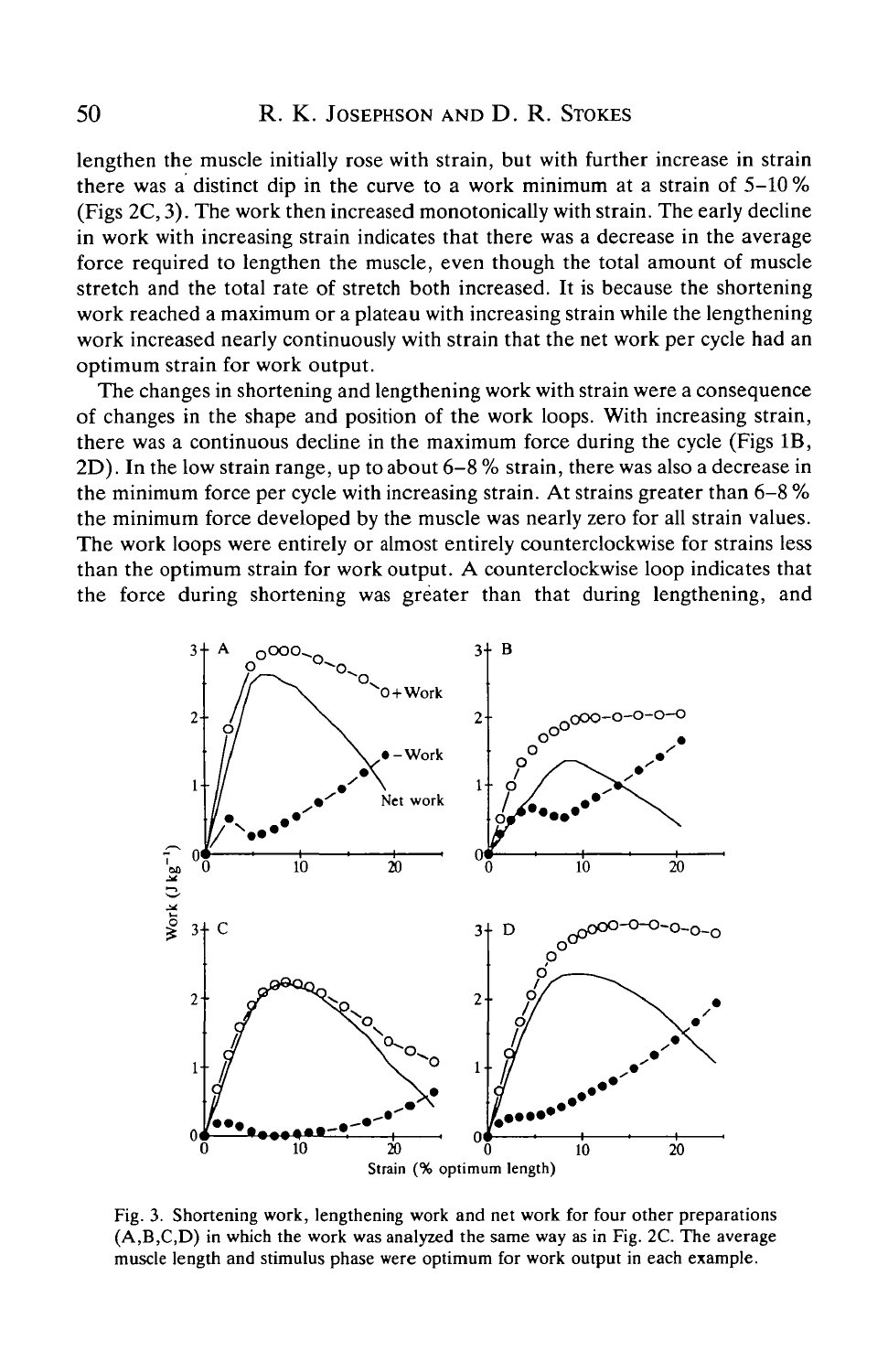lengthen the muscle initially rose with strain, but with further increase in strain there was a distinct dip in the curve to a work minimum at a strain of 5–10 % (Figs 2C, 3). The work then increased monotonically with strain. The early decline in work with increasing strain indicates that there was a decrease in the average force required to lengthen the muscle, even though the total amount of muscle stretch and the total rate of stretch both increased. It is because the shortening work reached a maximum or a plateau with increasing strain while the lengthening work increased nearly continuously with strain that the net work per cycle had an optimum strain for work output.

The changes in shortening and lengthening work with strain were a consequence of changes in the shape and position of the work loops. With increasing strain, there was a continuous decline in the maximum force during the cycle (Figs 1B, 2D). In the low strain range, up to about 6–8 % strain, there was also a decrease in the minimum force per cycle with increasing strain. At strains greater than 6–8 % the minimum force developed by the muscle was nearly zero for all strain values. The work loops were entirely or almost entirely counterclockwise for strains less than the optimum strain for work output. A counterclockwise loop indicates that the force during shortening was greater than that during lengthening, and

Fig. 3. Shortening work, lengthening work and net work for four other preparations (A,B,C,D) in which the work was analyzed the same way as in Fig. 2C. The average muscle length and stimulus phase were optimum for work output in each example.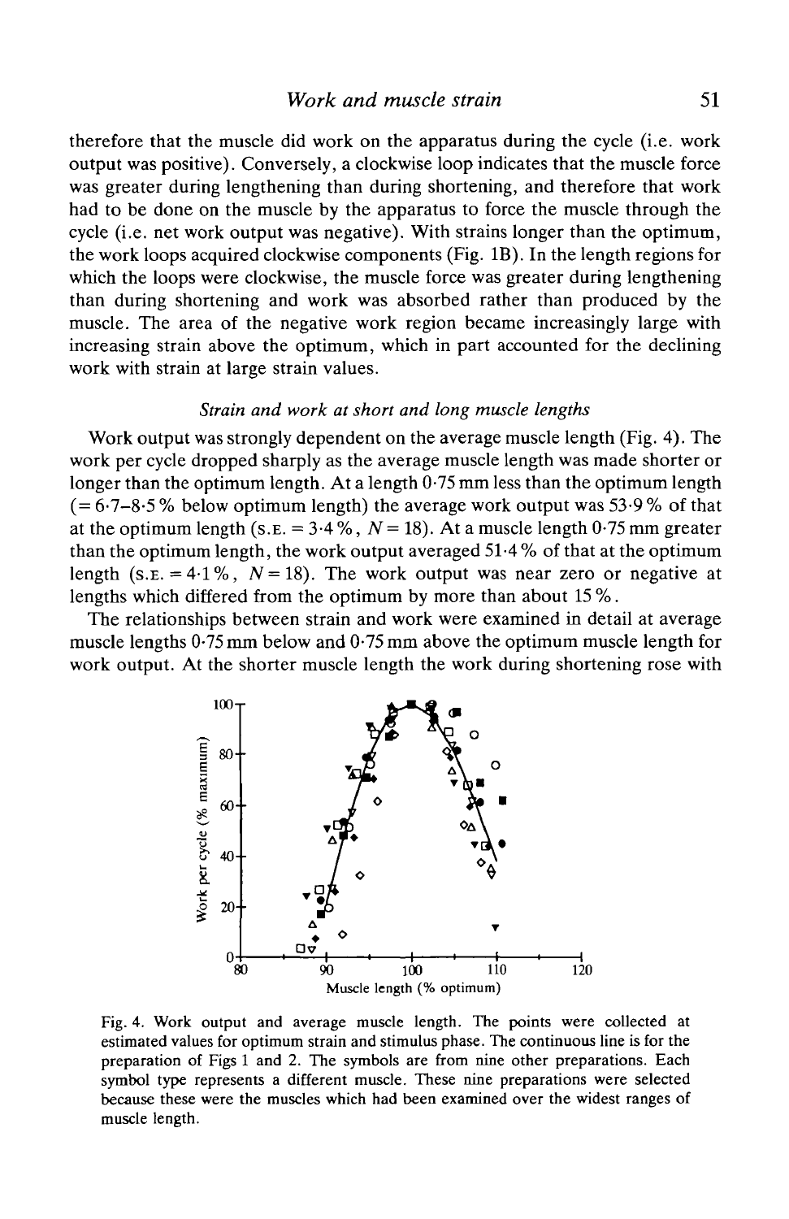therefore that the muscle did work on the apparatus during the cycle (i.e. work output was positive). Conversely, a clockwise loop indicates that the muscle force was greater during lengthening than during shortening, and therefore that work had to be done on the muscle by the apparatus to force the muscle through the cycle (i.e. net work output was negative). With strains longer than the optimum, the work loops acquired clockwise components (Fig. 1B). In the length regions for which the loops were clockwise, the muscle force was greater during lengthening than during shortening and work was absorbed rather than produced by the muscle. The area of the negative work region became increasingly large with increasing strain above the optimum, which in part accounted for the declining work with strain at large strain values.

### *Strain and work at short and long muscle lengths*

Work output was strongly dependent on the average muscle length (Fig. 4). The work per cycle dropped sharply as the average muscle length was made shorter or longer than the optimum length. At a length 0·75 mm less than the optimum length (= 6·7–8·5 % below optimum length) the average work output was 53·9 % of that at the optimum length (S.E. = 3·4 %, $N = 18$). At a muscle length 0·75 mm greater than the optimum length, the work output averaged 51·4 % of that at the optimum length (S.E. = 4·1 %, $N = 18$). The work output was near zero or negative at lengths which differed from the optimum by more than about 15 %.

The relationships between strain and work were examined in detail at average muscle lengths 0·75 mm below and 0·75 mm above the optimum muscle length for work output. At the shorter muscle length the work during shortening rose with

Fig. 4. Work output and average muscle length. The points were collected at estimated values for optimum strain and stimulus phase. The continuous line is for the preparation of Figs 1 and 2. The symbols are from nine other preparations. Each symbol type represents a different muscle. These nine preparations were selected because these were the muscles which had been examined over the widest ranges of muscle length.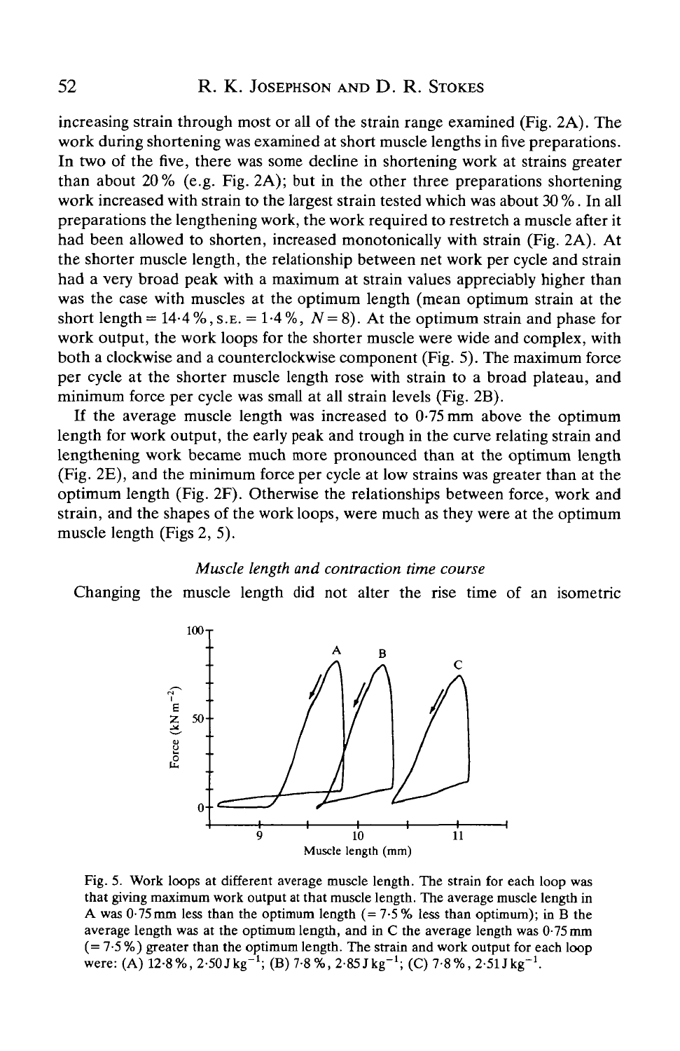increasing strain through most or all of the strain range examined (Fig. 2A). The work during shortening was examined at short muscle lengths in five preparations. In two of the five, there was some decline in shortening work at strains greater than about 20 % (e.g. Fig. 2A); but in the other three preparations shortening work increased with strain to the largest strain tested which was about 30 %. In all preparations the lengthening work, the work required to restretch a muscle after it had been allowed to shorten, increased monotonically with strain (Fig. 2A). At the shorter muscle length, the relationship between net work per cycle and strain had a very broad peak with a maximum at strain values appreciably higher than was the case with muscles at the optimum length (mean optimum strain at the short length = 14·4 %, S.E. = 1·4 %, $N = 8$). At the optimum strain and phase for work output, the work loops for the shorter muscle were wide and complex, with both a clockwise and a counterclockwise component (Fig. 5). The maximum force per cycle at the shorter muscle length rose with strain to a broad plateau, and minimum force per cycle was small at all strain levels (Fig. 2B).

If the average muscle length was increased to 0·75 mm above the optimum length for work output, the early peak and trough in the curve relating strain and lengthening work became much more pronounced than at the optimum length (Fig. 2E), and the minimum force per cycle at low strains was greater than at the optimum length (Fig. 2F). Otherwise the relationships between force, work and strain, and the shapes of the work loops, were much as they were at the optimum muscle length (Figs 2, 5).

### *Muscle length and contraction time course*

Changing the muscle length did not alter the rise time of an isometric

Fig. 5. Work loops at different average muscle length. The strain for each loop was that giving maximum work output at that muscle length. The average muscle length in A was 0·75 mm less than the optimum length (= 7·5 % less than optimum); in B the average length was at the optimum length, and in C the average length was 0·75 mm (= 7·5 %) greater than the optimum length. The strain and work output for each loop were: (A) 12·8 %, 2·50 J kg$^{-1}$; (B) 7·8 %, 2·85 J kg$^{-1}$; (C) 7·8 %, 2·51 J kg$^{-1}$.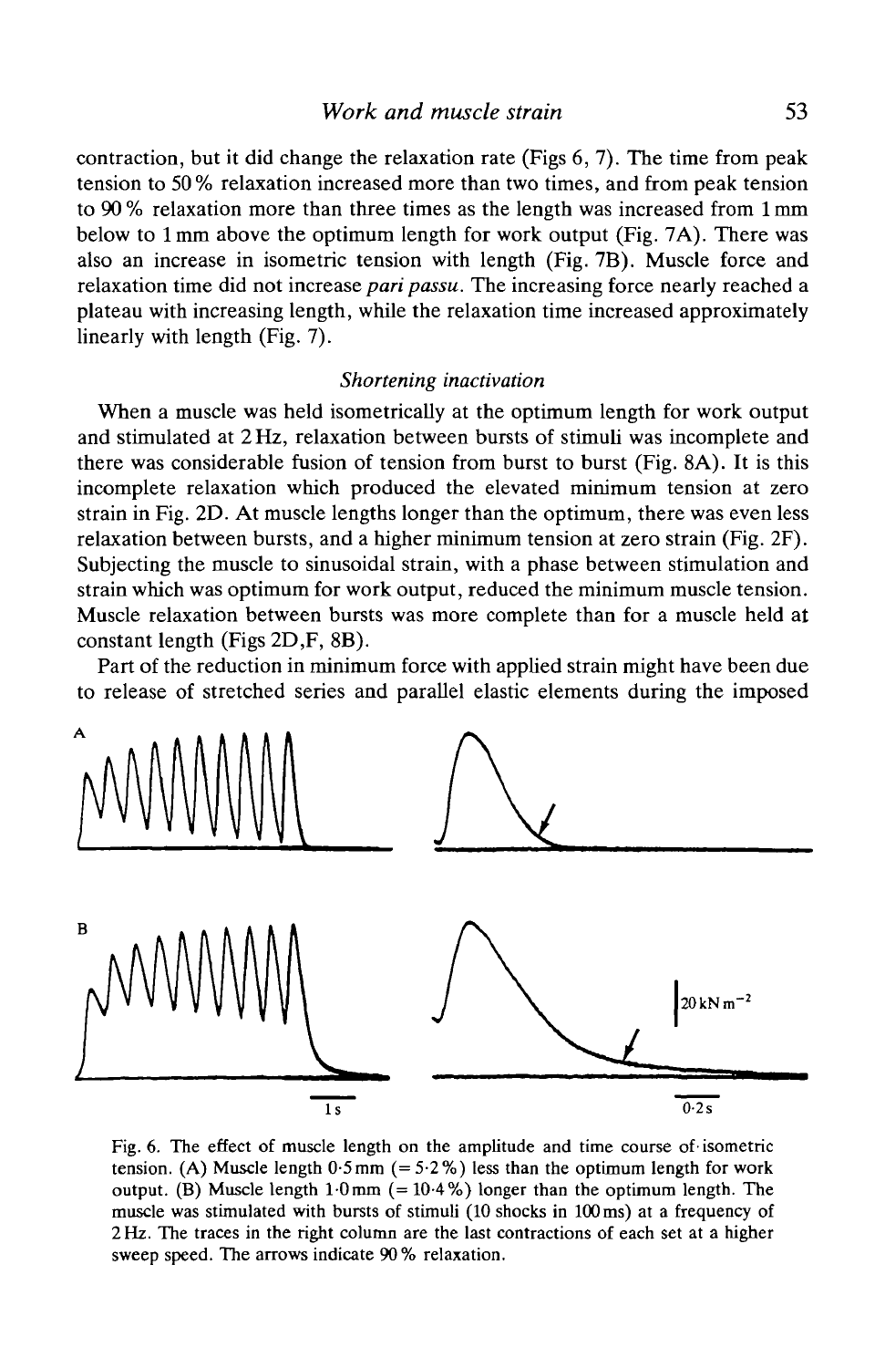contraction, but it did change the relaxation rate (Figs 6, 7). The time from peak tension to 50 % relaxation increased more than two times, and from peak tension to 90 % relaxation more than three times as the length was increased from 1 mm below to 1 mm above the optimum length for work output (Fig. 7A). There was also an increase in isometric tension with length (Fig. 7B). Muscle force and relaxation time did not increase *pari passu*. The increasing force nearly reached a plateau with increasing length, while the relaxation time increased approximately linearly with length (Fig. 7).

### *Shortening inactivation*

When a muscle was held isometrically at the optimum length for work output and stimulated at 2 Hz, relaxation between bursts of stimuli was incomplete and there was considerable fusion of tension from burst to burst (Fig. 8A). It is this incomplete relaxation which produced the elevated minimum tension at zero strain in Fig. 2D. At muscle lengths longer than the optimum, there was even less relaxation between bursts, and a higher minimum tension at zero strain (Fig. 2F). Subjecting the muscle to sinusoidal strain, with a phase between stimulation and strain which was optimum for work output, reduced the minimum muscle tension. Muscle relaxation between bursts was more complete than for a muscle held at constant length (Figs 2D,F, 8B).

Part of the reduction in minimum force with applied strain might have been due to release of stretched series and parallel elastic elements during the imposed

Fig. 6. The effect of muscle length on the amplitude and time course of isometric tension. (A) Muscle length 0·5 mm (= 5·2 %) less than the optimum length for work output. (B) Muscle length 1·0 mm (= 10·4 %) longer than the optimum length. The muscle was stimulated with bursts of stimuli (10 shocks in 100 ms) at a frequency of 2 Hz. The traces in the right column are the last contractions of each set at a higher sweep speed. The arrows indicate 90 % relaxation.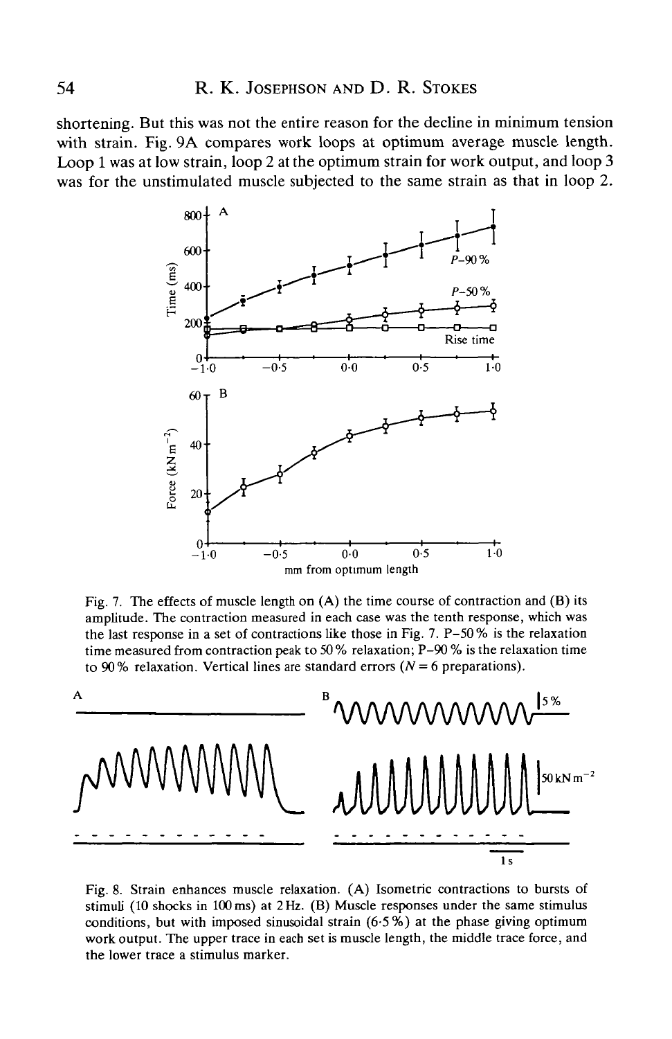shortening. But this was not the entire reason for the decline in minimum tension with strain. Fig. 9A compares work loops at optimum average muscle length. Loop 1 was at low strain, loop 2 at the optimum strain for work output, and loop 3 was for the unstimulated muscle subjected to the same strain as that in loop 2.

Fig. 7. The effects of muscle length on (A) the time course of contraction and (B) its amplitude. The contraction measured in each case was the tenth response, which was the last response in a set of contractions like those in Fig. 7. P–50 % is the relaxation time measured from contraction peak to 50 % relaxation; P–90 % is the relaxation time to 90 % relaxation. Vertical lines are standard errors ($N = 6$ preparations).

Fig. 8. Strain enhances muscle relaxation. (A) Isometric contractions to bursts of stimuli (10 shocks in 100 ms) at 2 Hz. (B) Muscle responses under the same stimulus conditions, but with imposed sinusoidal strain (6·5 %) at the phase giving optimum work output. The upper trace in each set is muscle length, the middle trace force, and the lower trace a stimulus marker.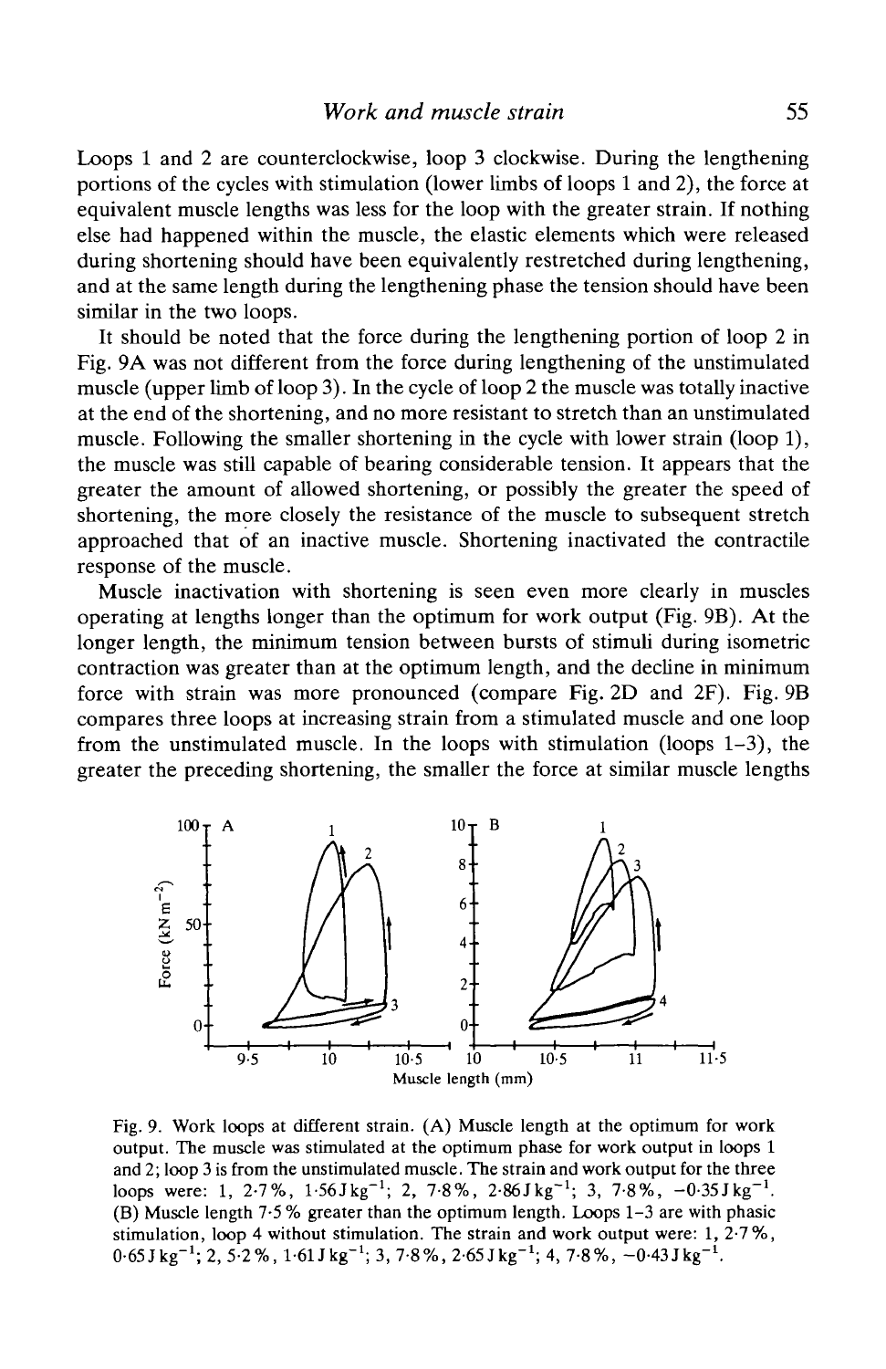Loops 1 and 2 are counterclockwise, loop 3 clockwise. During the lengthening portions of the cycles with stimulation (lower limbs of loops 1 and 2), the force at equivalent muscle lengths was less for the loop with the greater strain. If nothing else had happened within the muscle, the elastic elements which were released during shortening should have been equivalently restretched during lengthening, and at the same length during the lengthening phase the tension should have been similar in the two loops.

It should be noted that the force during the lengthening portion of loop 2 in Fig. 9A was not different from the force during lengthening of the unstimulated muscle (upper limb of loop 3). In the cycle of loop 2 the muscle was totally inactive at the end of the shortening, and no more resistant to stretch than an unstimulated muscle. Following the smaller shortening in the cycle with lower strain (loop 1), the muscle was still capable of bearing considerable tension. It appears that the greater the amount of allowed shortening, or possibly the greater the speed of shortening, the more closely the resistance of the muscle to subsequent stretch approached that of an inactive muscle. Shortening inactivated the contractile response of the muscle.

Muscle inactivation with shortening is seen even more clearly in muscles operating at lengths longer than the optimum for work output (Fig. 9B). At the longer length, the minimum tension between bursts of stimuli during isometric contraction was greater than at the optimum length, and the decline in minimum force with strain was more pronounced (compare Fig. 2D and 2F). Fig. 9B compares three loops at increasing strain from a stimulated muscle and one loop from the unstimulated muscle. In the loops with stimulation (loops 1–3), the greater the preceding shortening, the smaller the force at similar muscle lengths

Fig. 9. Work loops at different strain. (A) Muscle length at the optimum for work output. The muscle was stimulated at the optimum phase for work output in loops 1 and 2; loop 3 is from the unstimulated muscle. The strain and work output for the three loops were: 1, 2·7 %, 1·56 J kg$^{-1}$; 2, 7·8 %, 2·86 J kg$^{-1}$; 3, 7·8 %, −0·35 J kg$^{-1}$. (B) Muscle length 7·5 % greater than the optimum length. Loops 1–3 are with phasic stimulation, loop 4 without stimulation. The strain and work output were: 1, 2·7 %, 0·65 J kg$^{-1}$; 2, 5·2 %, 1·61 J kg$^{-1}$; 3, 7·8 %, 2·65 J kg$^{-1}$; 4, 7·8 %, −0·43 J kg$^{-1}$.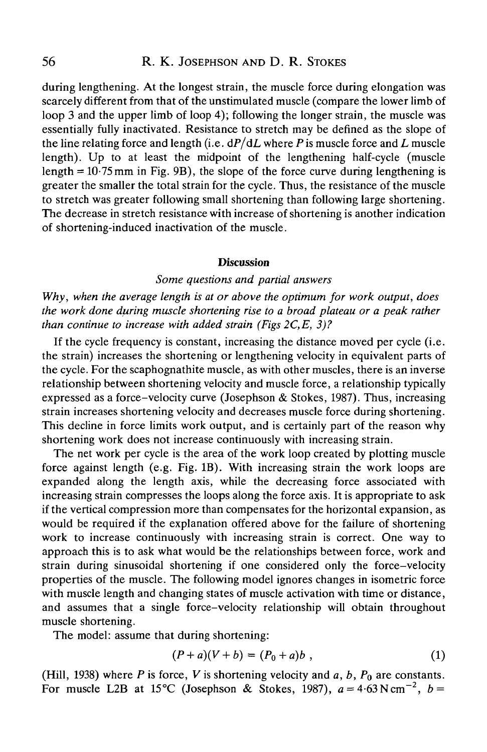during lengthening. At the longest strain, the muscle force during elongation was scarcely different from that of the unstimulated muscle (compare the lower limb of loop 3 and the upper limb of loop 4); following the longer strain, the muscle was essentially fully inactivated. Resistance to stretch may be defined as the slope of the line relating force and length (i.e. $dP/dL$ where $P$ is muscle force and $L$ muscle length). Up to at least the midpoint of the lengthening half-cycle (muscle length = 10·75 mm in Fig. 9B), the slope of the force curve during lengthening is greater the smaller the total strain for the cycle. Thus, the resistance of the muscle to stretch was greater following small shortening than following large shortening. The decrease in stretch resistance with increase of shortening is another indication of shortening-induced inactivation of the muscle.

## Discussion

### *Some questions and partial answers*

*Why, when the average length is at or above the optimum for work output, does the work done during muscle shortening rise to a broad plateau or a peak rather than continue to increase with added strain (Figs 2C,E, 3)?*

If the cycle frequency is constant, increasing the distance moved per cycle (i.e. the strain) increases the shortening or lengthening velocity in equivalent parts of the cycle. For the scaphognathite muscle, as with other muscles, there is an inverse relationship between shortening velocity and muscle force, a relationship typically expressed as a force–velocity curve (Josephson & Stokes, 1987). Thus, increasing strain increases shortening velocity and decreases muscle force during shortening. This decline in force limits work output, and is certainly part of the reason why shortening work does not increase continuously with increasing strain.

The net work per cycle is the area of the work loop created by plotting muscle force against length (e.g. Fig. 1B). With increasing strain the work loops are expanded along the length axis, while the decreasing force associated with increasing strain compresses the loops along the force axis. It is appropriate to ask if the vertical compression more than compensates for the horizontal expansion, as would be required if the explanation offered above for the failure of shortening work to increase continuously with increasing strain is correct. One way to approach this is to ask what would be the relationships between force, work and strain during sinusoidal shortening if one considered only the force–velocity properties of the muscle. The following model ignores changes in isometric force with muscle length and changing states of muscle activation with time or distance, and assumes that a single force–velocity relationship will obtain throughout muscle shortening.

The model: assume that during shortening:

$$(P + a)(V + b) = (P_0 + a)b \,, \tag{1}$$

(Hill, 1938) where $P$ is force, $V$ is shortening velocity and $a$, $b$, $P_0$ are constants. For muscle L2B at 15°C (Josephson & Stokes, 1987), $a = 4{\cdot}63\,\mathrm{N\,cm^{-2}}$, $b =$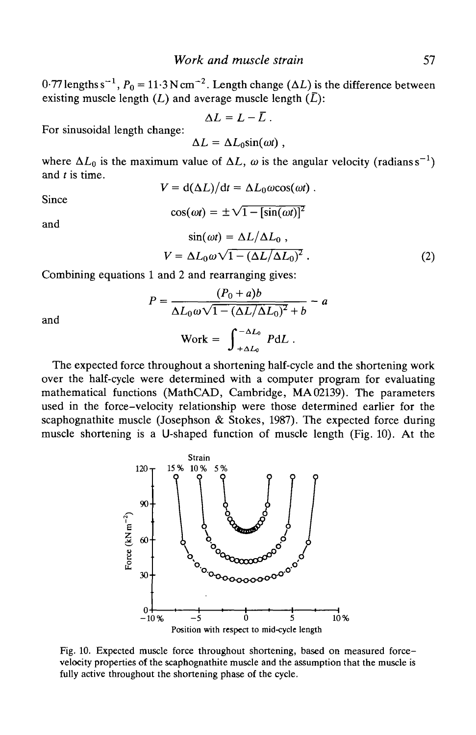0·77 lengths s$^{-1}$, $P_0 = 11{\cdot}3\,\mathrm{N\,cm^{-2}}$. Length change ($\Delta L$) is the difference between existing muscle length ($L$) and average muscle length ($\bar{L}$):

$$\Delta L = L - \bar{L}\,.$$

For sinusoidal length change:

$$\Delta L = \Delta L_0 \sin(\omega t)\,,$$

where $\Delta L_0$ is the maximum value of $\Delta L$, $\omega$ is the angular velocity (radians s$^{-1}$) and $t$ is time.

$$V = \mathrm{d}(\Delta L)/\mathrm{d}t = \Delta L_0 \omega \cos(\omega t)\,.$$

Since

$$\cos(\omega t) = \pm\sqrt{1 - [\sin(\omega t)]^2}$$

and

$$\sin(\omega t) = \Delta L/\Delta L_0\,,$$

$$V = \Delta L_0 \omega \sqrt{1 - (\Delta L/\Delta L_0)^2}\,. \qquad (2)$$

Combining equations 1 and 2 and rearranging gives:

$$P = \frac{(P_0 + a)b}{\Delta L_0 \omega \sqrt{1 - (\Delta L/\Delta L_0)^2} + b} - a$$

and

$$\mathrm{Work} = \int_{+\Delta L_0}^{-\Delta L_0} P\mathrm{d}L\,.$$

The expected force throughout a shortening half-cycle and the shortening work over the half-cycle were determined with a computer program for evaluating mathematical functions (MathCAD, Cambridge, MA 02139). The parameters used in the force–velocity relationship were those determined earlier for the scaphognathite muscle (Josephson & Stokes, 1987). The expected force during muscle shortening is a U-shaped function of muscle length (Fig. 10). At the

Fig. 10. Expected muscle force throughout shortening, based on measured force–velocity properties of the scaphognathite muscle and the assumption that the muscle is fully active throughout the shortening phase of the cycle.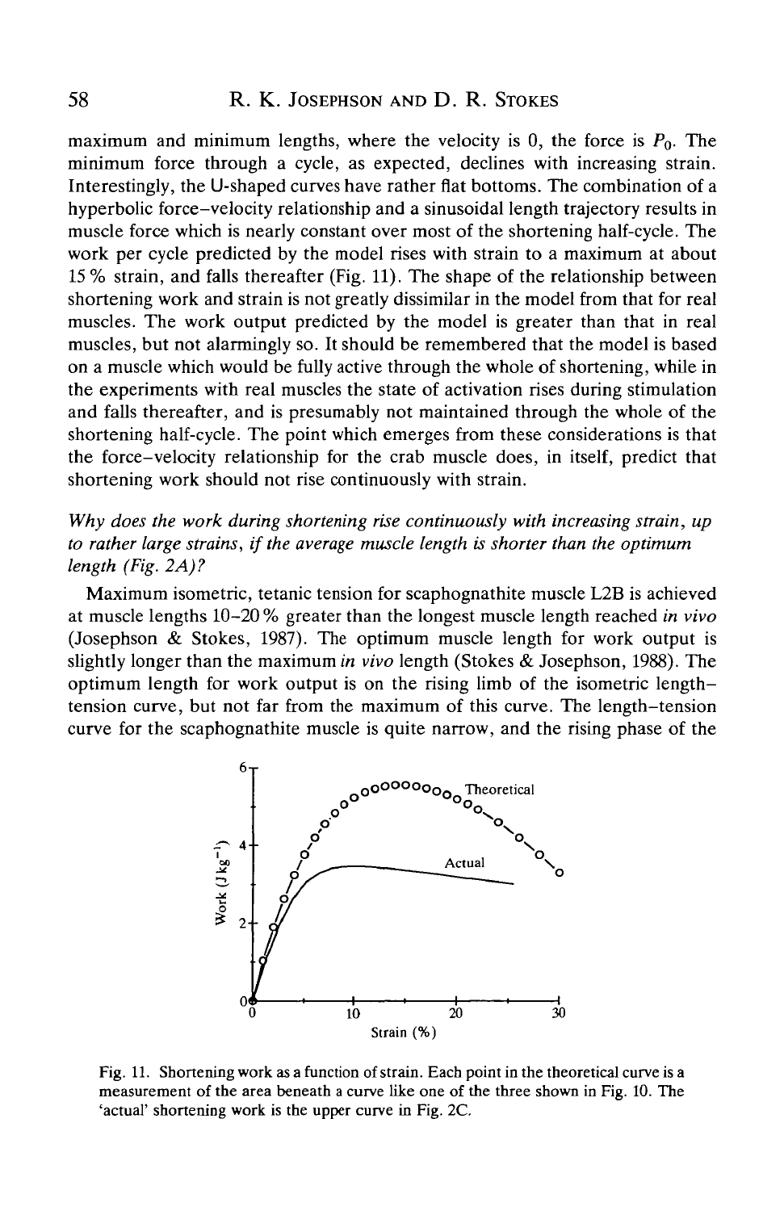maximum and minimum lengths, where the velocity is 0, the force is $P_0$. The minimum force through a cycle, as expected, declines with increasing strain. Interestingly, the U-shaped curves have rather flat bottoms. The combination of a hyperbolic force–velocity relationship and a sinusoidal length trajectory results in muscle force which is nearly constant over most of the shortening half-cycle. The work per cycle predicted by the model rises with strain to a maximum at about 15 % strain, and falls thereafter (Fig. 11). The shape of the relationship between shortening work and strain is not greatly dissimilar in the model from that for real muscles. The work output predicted by the model is greater than that in real muscles, but not alarmingly so. It should be remembered that the model is based on a muscle which would be fully active through the whole of shortening, while in the experiments with real muscles the state of activation rises during stimulation and falls thereafter, and is presumably not maintained through the whole of the shortening half-cycle. The point which emerges from these considerations is that the force–velocity relationship for the crab muscle does, in itself, predict that shortening work should not rise continuously with strain.

*Why does the work during shortening rise continuously with increasing strain, up to rather large strains, if the average muscle length is shorter than the optimum length (Fig. 2A)?*

Maximum isometric, tetanic tension for scaphognathite muscle L2B is achieved at muscle lengths 10–20 % greater than the longest muscle length reached *in vivo* (Josephson & Stokes, 1987). The optimum muscle length for work output is slightly longer than the maximum *in vivo* length (Stokes & Josephson, 1988). The optimum length for work output is on the rising limb of the isometric length–tension curve, but not far from the maximum of this curve. The length–tension curve for the scaphognathite muscle is quite narrow, and the rising phase of the

Fig. 11. Shortening work as a function of strain. Each point in the theoretical curve is a measurement of the area beneath a curve like one of the three shown in Fig. 10. The 'actual' shortening work is the upper curve in Fig. 2C.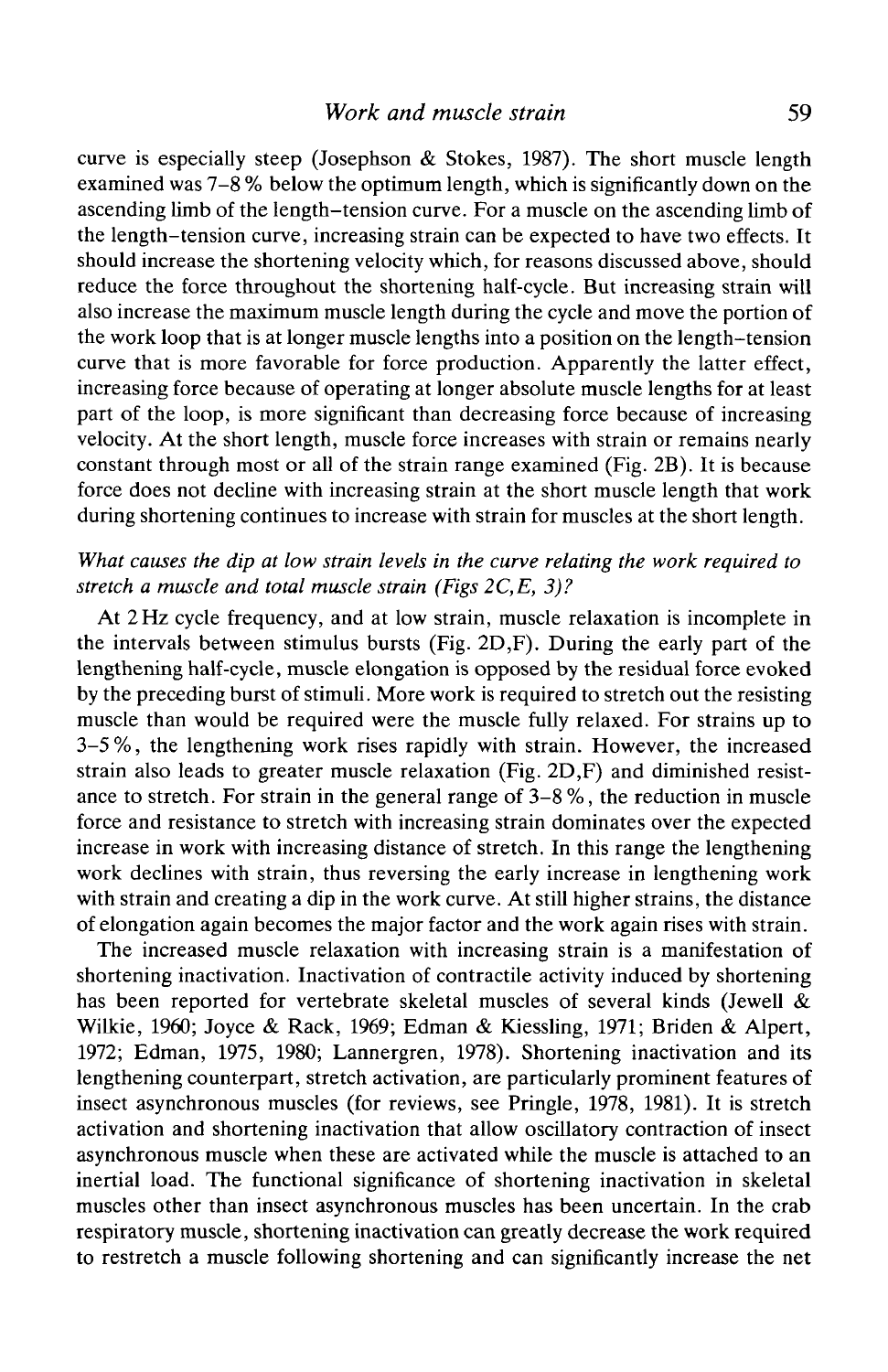curve is especially steep (Josephson & Stokes, 1987). The short muscle length examined was 7–8 % below the optimum length, which is significantly down on the ascending limb of the length–tension curve. For a muscle on the ascending limb of the length–tension curve, increasing strain can be expected to have two effects. It should increase the shortening velocity which, for reasons discussed above, should reduce the force throughout the shortening half-cycle. But increasing strain will also increase the maximum muscle length during the cycle and move the portion of the work loop that is at longer muscle lengths into a position on the length–tension curve that is more favorable for force production. Apparently the latter effect, increasing force because of operating at longer absolute muscle lengths for at least part of the loop, is more significant than decreasing force because of increasing velocity. At the short length, muscle force increases with strain or remains nearly constant through most or all of the strain range examined (Fig. 2B). It is because force does not decline with increasing strain at the short muscle length that work during shortening continues to increase with strain for muscles at the short length.

*What causes the dip at low strain levels in the curve relating the work required to stretch a muscle and total muscle strain (Figs 2C,E, 3)?*

At 2 Hz cycle frequency, and at low strain, muscle relaxation is incomplete in the intervals between stimulus bursts (Fig. 2D,F). During the early part of the lengthening half-cycle, muscle elongation is opposed by the residual force evoked by the preceding burst of stimuli. More work is required to stretch out the resisting muscle than would be required were the muscle fully relaxed. For strains up to 3–5 %, the lengthening work rises rapidly with strain. However, the increased strain also leads to greater muscle relaxation (Fig. 2D,F) and diminished resistance to stretch. For strain in the general range of 3–8 %, the reduction in muscle force and resistance to stretch with increasing strain dominates over the expected increase in work with increasing distance of stretch. In this range the lengthening work declines with strain, thus reversing the early increase in lengthening work with strain and creating a dip in the work curve. At still higher strains, the distance of elongation again becomes the major factor and the work again rises with strain.

The increased muscle relaxation with increasing strain is a manifestation of shortening inactivation. Inactivation of contractile activity induced by shortening has been reported for vertebrate skeletal muscles of several kinds (Jewell & Wilkie, 1960; Joyce & Rack, 1969; Edman & Kiessling, 1971; Briden & Alpert, 1972; Edman, 1975, 1980; Lannergren, 1978). Shortening inactivation and its lengthening counterpart, stretch activation, are particularly prominent features of insect asynchronous muscles (for reviews, see Pringle, 1978, 1981). It is stretch activation and shortening inactivation that allow oscillatory contraction of insect asynchronous muscle when these are activated while the muscle is attached to an inertial load. The functional significance of shortening inactivation in skeletal muscles other than insect asynchronous muscles has been uncertain. In the crab respiratory muscle, shortening inactivation can greatly decrease the work required to restretch a muscle following shortening and can significantly increase the net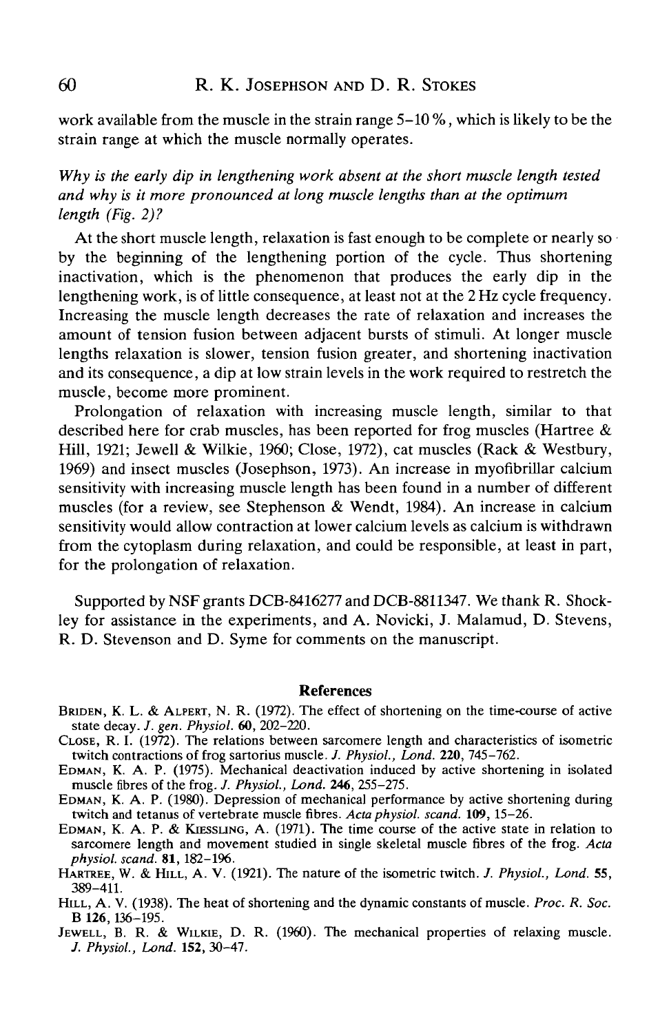work available from the muscle in the strain range 5–10 %, which is likely to be the strain range at which the muscle normally operates.

*Why is the early dip in lengthening work absent at the short muscle length tested and why is it more pronounced at long muscle lengths than at the optimum length (Fig. 2)?*

At the short muscle length, relaxation is fast enough to be complete or nearly so by the beginning of the lengthening portion of the cycle. Thus shortening inactivation, which is the phenomenon that produces the early dip in the lengthening work, is of little consequence, at least not at the 2 Hz cycle frequency. Increasing the muscle length decreases the rate of relaxation and increases the amount of tension fusion between adjacent bursts of stimuli. At longer muscle lengths relaxation is slower, tension fusion greater, and shortening inactivation and its consequence, a dip at low strain levels in the work required to restretch the muscle, become more prominent.

Prolongation of relaxation with increasing muscle length, similar to that described here for crab muscles, has been reported for frog muscles (Hartree & Hill, 1921; Jewell & Wilkie, 1960; Close, 1972), cat muscles (Rack & Westbury, 1969) and insect muscles (Josephson, 1973). An increase in myofibrillar calcium sensitivity with increasing muscle length has been found in a number of different muscles (for a review, see Stephenson & Wendt, 1984). An increase in calcium sensitivity would allow contraction at lower calcium levels as calcium is withdrawn from the cytoplasm during relaxation, and could be responsible, at least in part, for the prolongation of relaxation.

Supported by NSF grants DCB-8416277 and DCB-8811347. We thank R. Shockley for assistance in the experiments, and A. Novicki, J. Malamud, D. Stevens, R. D. Stevenson and D. Syme for comments on the manuscript.

## References

Briden, K. L. & Alpert, N. R. (1972). The effect of shortening on the time-course of active state decay. *J. gen. Physiol.* **60**, 202–220.

Close, R. I. (1972). The relations between sarcomere length and characteristics of isometric twitch contractions of frog sartorius muscle. *J. Physiol., Lond.* **220**, 745–762.

Edman, K. A. P. (1975). Mechanical deactivation induced by active shortening in isolated muscle fibres of the frog. *J. Physiol., Lond.* **246**, 255–275.

Edman, K. A. P. (1980). Depression of mechanical performance by active shortening during twitch and tetanus of vertebrate muscle fibres. *Acta physiol. scand.* **109**, 15–26.

Edman, K. A. P. & Kiessling, A. (1971). The time course of the active state in relation to sarcomere length and movement studied in single skeletal muscle fibres of the frog. *Acta physiol. scand.* **81**, 182–196.

Hartree, W. & Hill, A. V. (1921). The nature of the isometric twitch. *J. Physiol., Lond.* **55**, 389–411.

Hill, A. V. (1938). The heat of shortening and the dynamic constants of muscle. *Proc. R. Soc.* B **126**, 136–195.

Jewell, B. R. & Wilkie, D. R. (1960). The mechanical properties of relaxing muscle. *J. Physiol., Lond.* **152**, 30–47.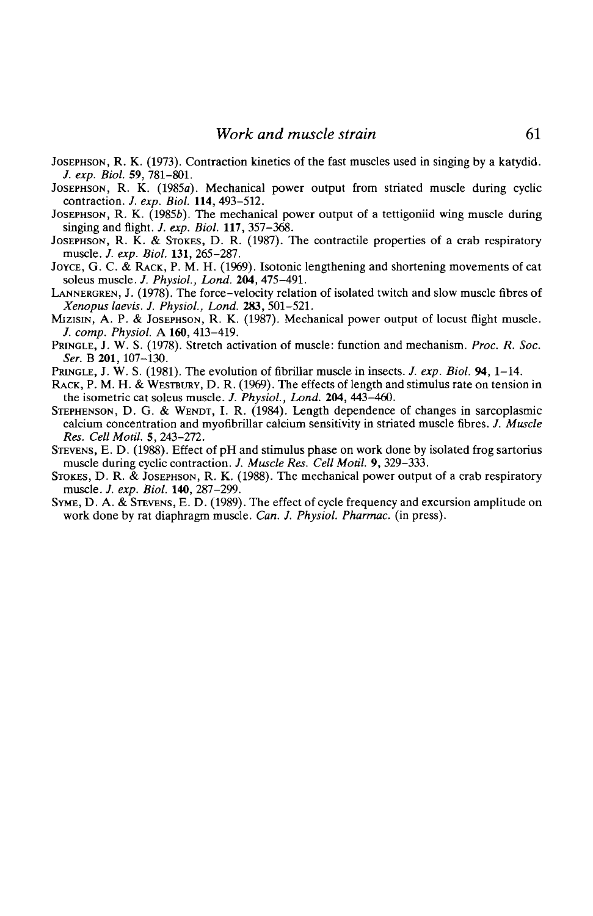JOSEPHSON, R. K. (1973). Contraction kinetics of the fast muscles used in singing by a katydid. *J. exp. Biol.* **59**, 781–801.

JOSEPHSON, R. K. (1985*a*). Mechanical power output from striated muscle during cyclic contraction. *J. exp. Biol.* **114**, 493–512.

JOSEPHSON, R. K. (1985*b*). The mechanical power output of a tettigoniid wing muscle during singing and flight. *J. exp. Biol.* **117**, 357–368.

JOSEPHSON, R. K. & STOKES, D. R. (1987). The contractile properties of a crab respiratory muscle. *J. exp. Biol.* **131**, 265–287.

JOYCE, G. C. & RACK, P. M. H. (1969). Isotonic lengthening and shortening movements of cat soleus muscle. *J. Physiol., Lond.* **204**, 475–491.

LANNERGREN, J. (1978). The force–velocity relation of isolated twitch and slow muscle fibres of *Xenopus laevis*. *J. Physiol., Lond.* **283**, 501–521.

MIZISIN, A. P. & JOSEPHSON, R. K. (1987). Mechanical power output of locust flight muscle. *J. comp. Physiol.* A **160**, 413–419.

PRINGLE, J. W. S. (1978). Stretch activation of muscle: function and mechanism. *Proc. R. Soc. Ser.* B **201**, 107–130.

PRINGLE, J. W. S. (1981). The evolution of fibrillar muscle in insects. *J. exp. Biol.* **94**, 1–14.

RACK, P. M. H. & WESTBURY, D. R. (1969). The effects of length and stimulus rate on tension in the isometric cat soleus muscle. *J. Physiol., Lond.* **204**, 443–460.

STEPHENSON, D. G. & WENDT, I. R. (1984). Length dependence of changes in sarcoplasmic calcium concentration and myofibrillar calcium sensitivity in striated muscle fibres. *J. Muscle Res. Cell Motil.* **5**, 243–272.

STEVENS, E. D. (1988). Effect of pH and stimulus phase on work done by isolated frog sartorius muscle during cyclic contraction. *J. Muscle Res. Cell Motil.* **9**, 329–333.

STOKES, D. R. & JOSEPHSON, R. K. (1988). The mechanical power output of a crab respiratory muscle. *J. exp. Biol.* **140**, 287–299.

SYME, D. A. & STEVENS, E. D. (1989). The effect of cycle frequency and excursion amplitude on work done by rat diaphragm muscle. *Can. J. Physiol. Pharmac.* (in press).